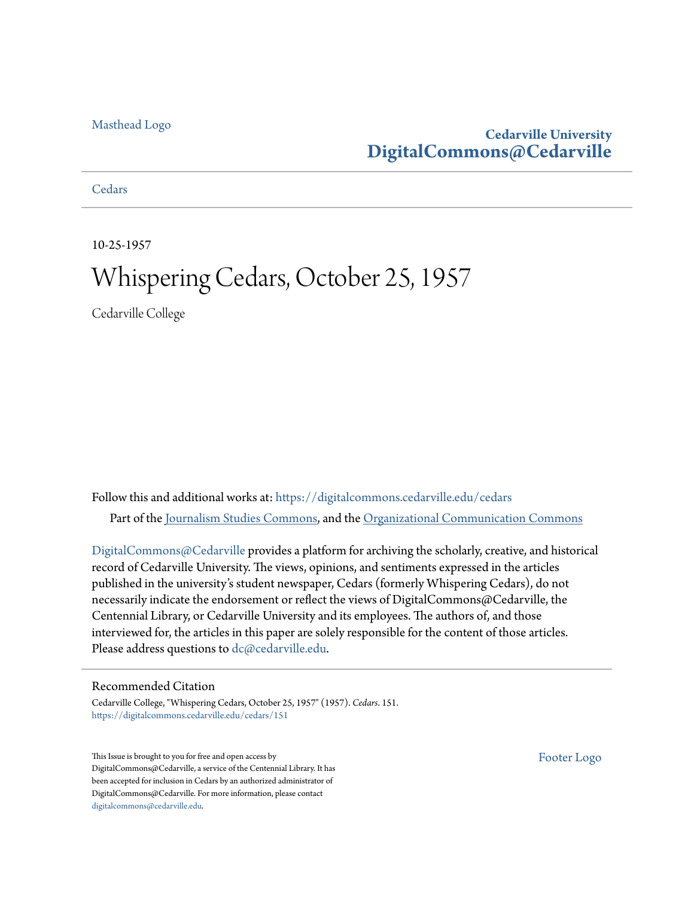Masthead Logo

**Cedarville University**
**DigitalCommons@Cedarville**

Cedars

10-25-1957

# Whispering Cedars, October 25, 1957

Cedarville College

Follow this and additional works at: https://digitalcommons.cedarville.edu/cedars

Part of the Journalism Studies Commons, and the Organizational Communication Commons

DigitalCommons@Cedarville provides a platform for archiving the scholarly, creative, and historical record of Cedarville University. The views, opinions, and sentiments expressed in the articles published in the university's student newspaper, Cedars (formerly Whispering Cedars), do not necessarily indicate the endorsement or reflect the views of DigitalCommons@Cedarville, the Centennial Library, or Cedarville University and its employees. The authors of, and those interviewed for, the articles in this paper are solely responsible for the content of those articles. Please address questions to dc@cedarville.edu.

## Recommended Citation

Cedarville College, "Whispering Cedars, October 25, 1957" (1957). *Cedars*. 151.
https://digitalcommons.cedarville.edu/cedars/151

This Issue is brought to you for free and open access by DigitalCommons@Cedarville, a service of the Centennial Library. It has been accepted for inclusion in Cedars by an authorized administrator of DigitalCommons@Cedarville. For more information, please contact digitalcommons@cedarville.edu.

Footer Logo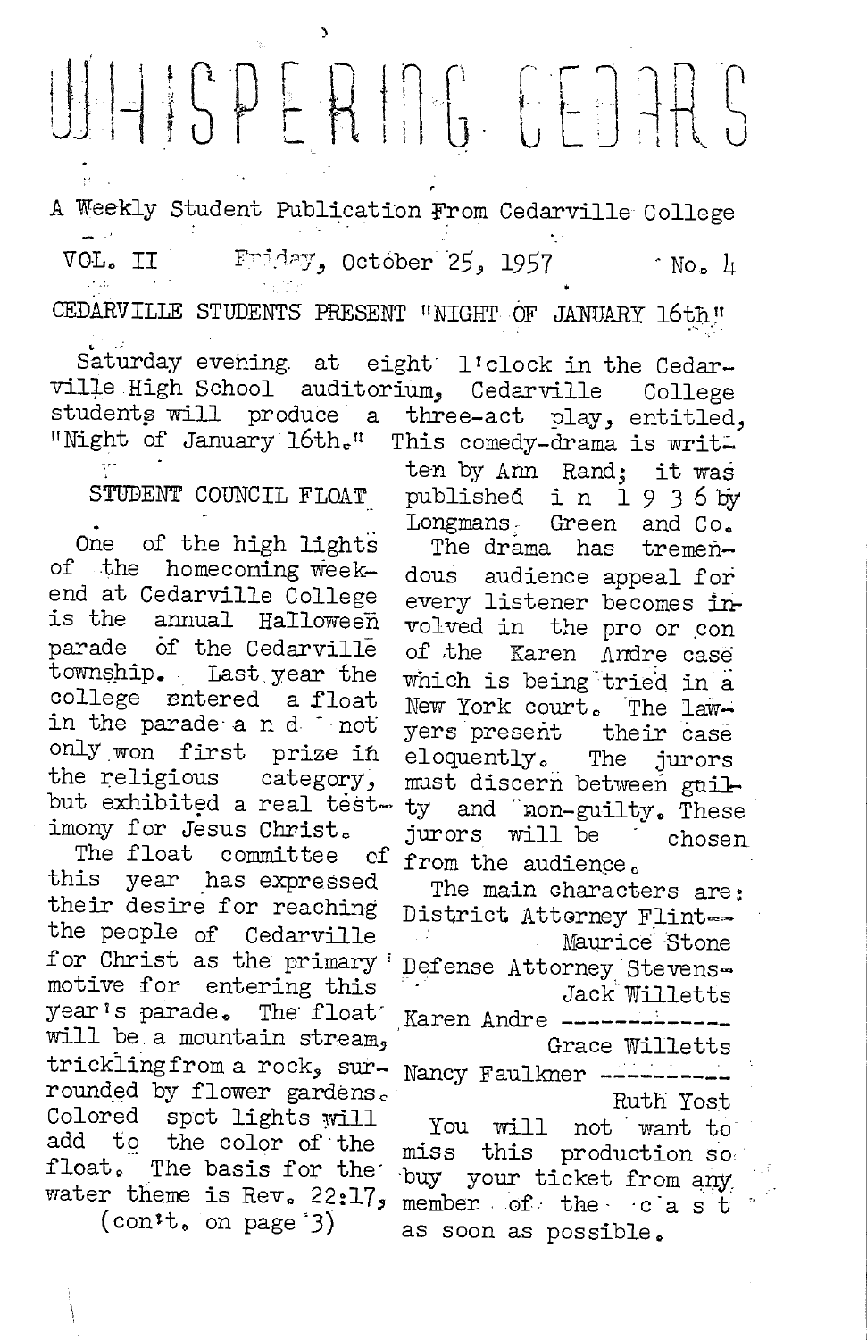# WHISPERING CEDARS

A Weekly Student Publication From Cedarville College

VOL. II    Friday, October 25, 1957    No. 4

## CEDARVILLE STUDENTS PRESENT "NIGHT OF JANUARY 16th"

Saturday evening at eight o'clock in the Cedarville High School auditorium, Cedarville College students will produce a three-act play, entitled, "Night of January 16th." This comedy-drama is written by Ann Rand; it was published in 1936 by Longmans Green and Co.

The drama has tremendous audience appeal for every listener becomes involved in the pro or con of the Karen Andre case which is being tried in a New York court. The lawyers present their case eloquently. The jurors must discern between guilty and non-guilty. These jurors will be chosen from the audience.

The main characters are:

District Attorney Flint— Maurice Stone
Defense Attorney Stevens— Jack Willetts
Karen Andre ———— Grace Willetts
Nancy Faulkner ———— Ruth Yost

You will not want to miss this production so buy your ticket from any member of the cast as soon as possible.

## STUDENT COUNCIL FLOAT

One of the high lights of the homecoming weekend at Cedarville College is the annual Halloween parade of the Cedarville township. Last year the college entered a float in the parade and not only won first prize in the religious category, but exhibited a real testimony for Jesus Christ.

The float committee of this year has expressed their desire for reaching the people of Cedarville for Christ as the primary motive for entering this year's parade. The float will be a mountain stream, trickling from a rock, surrounded by flower gardens. Colored spot lights will add to the color of the float. The basis for the water theme is Rev. 22:17,

(con't. on page 3)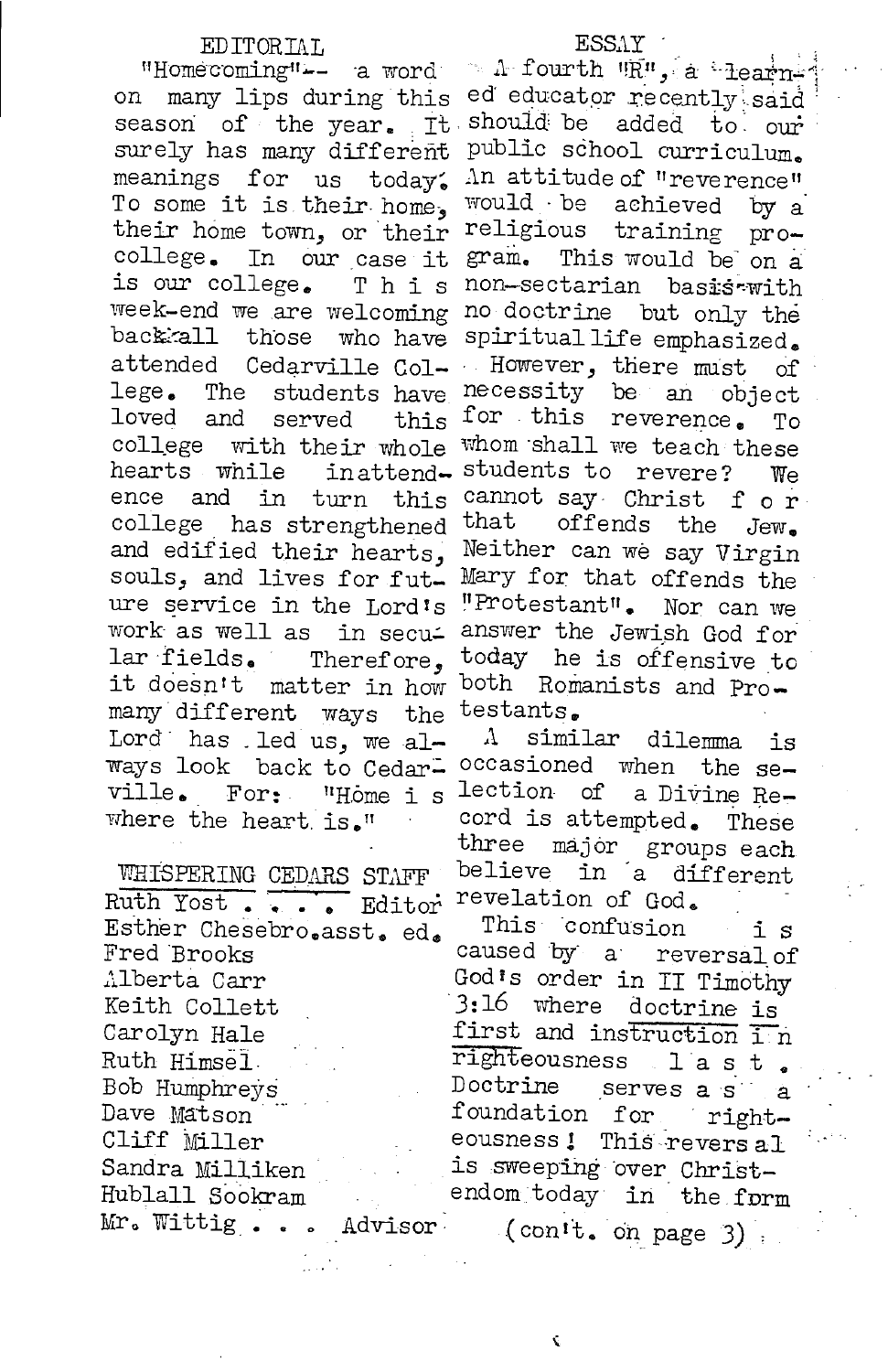## EDITORIAL

"Homecoming"-- a word on many lips during this season of the year. It surely has many different meanings for us today. To some it is their home, their home town, or their college. In our case it is our college. This week-end we are welcoming back all those who have attended Cedarville College. The students have loved and served this college with their whole hearts while in attendence and in turn this college has strengthened and edified their hearts, souls, and lives for future service in the Lord's work as well as in secular fields. Therefore, it doesn't matter in how many different ways the Lord has led us, we always look back to Cedarville. For: "Home is where the heart is."

## WHISPERING CEDARS STAFF

Ruth Yost . . . . Editor
Esther Chesebro. asst. ed.
Fred Brooks
Alberta Carr
Keith Collett
Carolyn Hale
Ruth Himsel
Bob Humphreys
Dave Matson
Cliff Miller
Sandra Milliken
Hublall Sookram
Mr. Wittig . . . Advisor

## ESSAY

A fourth "R", a learned educator recently said should be added to our public school curriculum. An attitude of "reverence" would be achieved by a religious training program. This would be on a non-sectarian basis-with no doctrine but only the spiritual life emphasized.

However, there must of necessity be an object for this reverence. To whom shall we teach these students to revere? We cannot say Christ for that offends the Jew. Neither can we say Virgin Mary for that offends the "Protestant". Nor can we answer the Jewish God for today he is offensive to both Romanists and Protestants.

A similar dilemma is occasioned when the selection of a Divine Record is attempted. These three major groups each believe in a different revelation of God.

This confusion is caused by a reversal of God's order in II Timothy 3:16 where doctrine is first and instruction in righteousness last. Doctrine serves as a foundation for righteousness! This reversal is sweeping over Christendom today in the form

(con't. on page 3)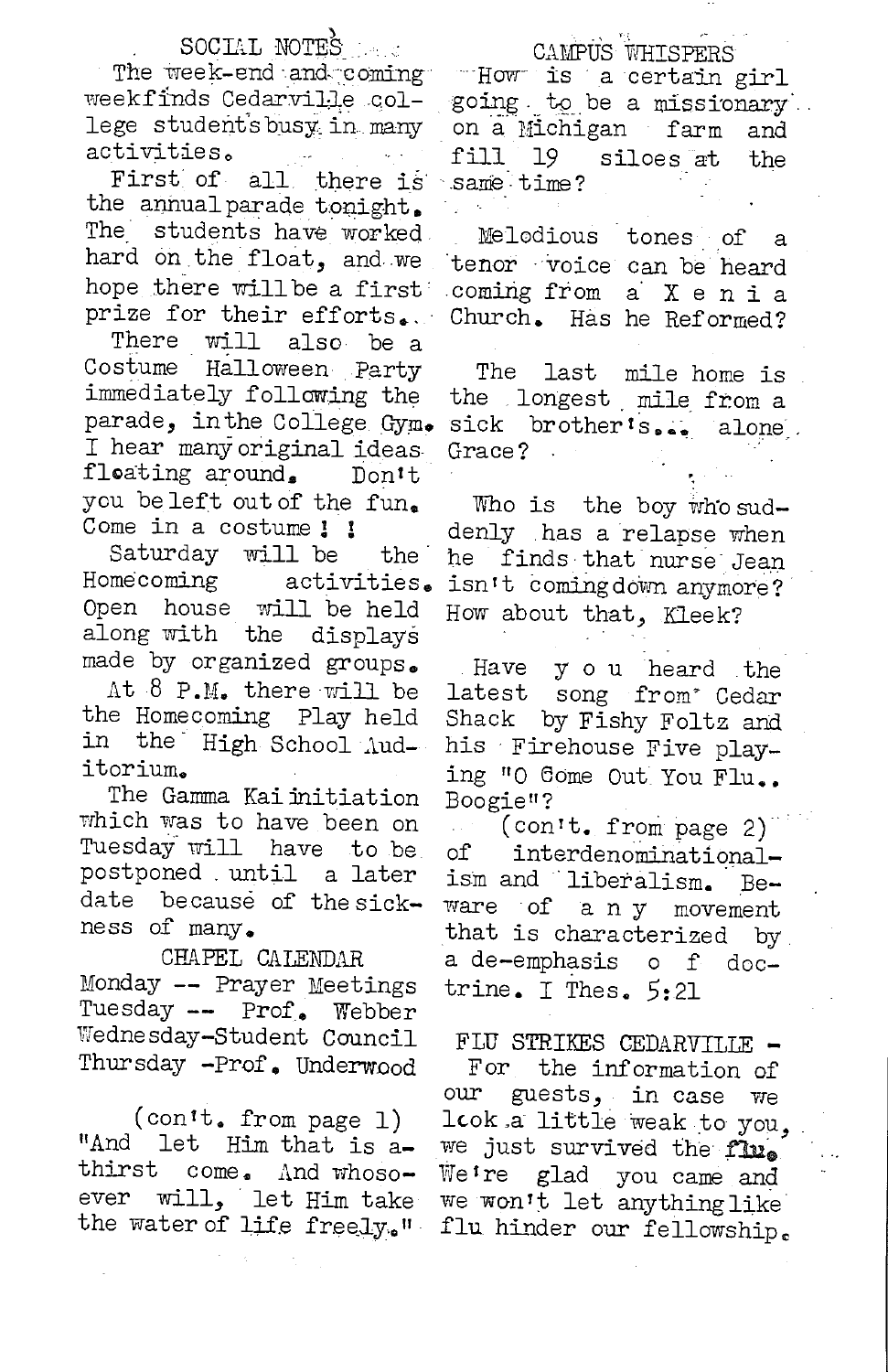## SOCIAL NOTES

The week-end and coming week finds Cedarville college students busy in many activities.

First of all there is the annual parade tonight. The students have worked hard on the float, and we hope there will be a first prize for their efforts..

There will also be a Costume Halloween Party immediately following the parade, in the College Gym. I hear many original ideas floating around. Don't you be left out of the fun. Come in a costume ! !

Saturday will be the Homecoming activities. Open house will be held along with the displays made by organized groups.

At 8 P.M. there will be the Homecoming Play held in the High School Auditorium.

The Gamma Kai initiation which was to have been on Tuesday will have to be postponed until a later date because of the sickness of many.

## CHAPEL CALENDAR

Monday -- Prayer Meetings
Tuesday -- Prof. Webber
Wednesday-Student Council
Thursday -Prof. Underwood

(con't. from page 1)
"And let Him that is athirst come. And whosoever will, let Him take the water of life freely."

## CAMPUS WHISPERS

How is a certain girl going to be a missionary on a Michigan farm and fill 19 siloes at the same time?

Melodious tones of a tenor voice can be heard coming from a X e n i a Church. Has he Reformed?

The last mile home is the longest mile from a sick brother's... alone, Grace?

Who is the boy who suddenly has a relapse when he finds that nurse Jean isn't coming down anymore? How about that, Kleek?

Have y o u heard the latest song from Cedar Shack by Fishy Foltz and his Firehouse Five playing "O Come Out You Flu.. Boogie"?

(con't. from page 2)
of interdenominationalism and liberalism. Beware of a n y movement that is characterized by a de-emphasis o f doctrine. I Thes. 5:21

## FLU STRIKES CEDARVILLE -

For the information of our guests, in case we look a little weak to you, we just survived the flu. We're glad you came and we won't let anything like flu hinder our fellowship.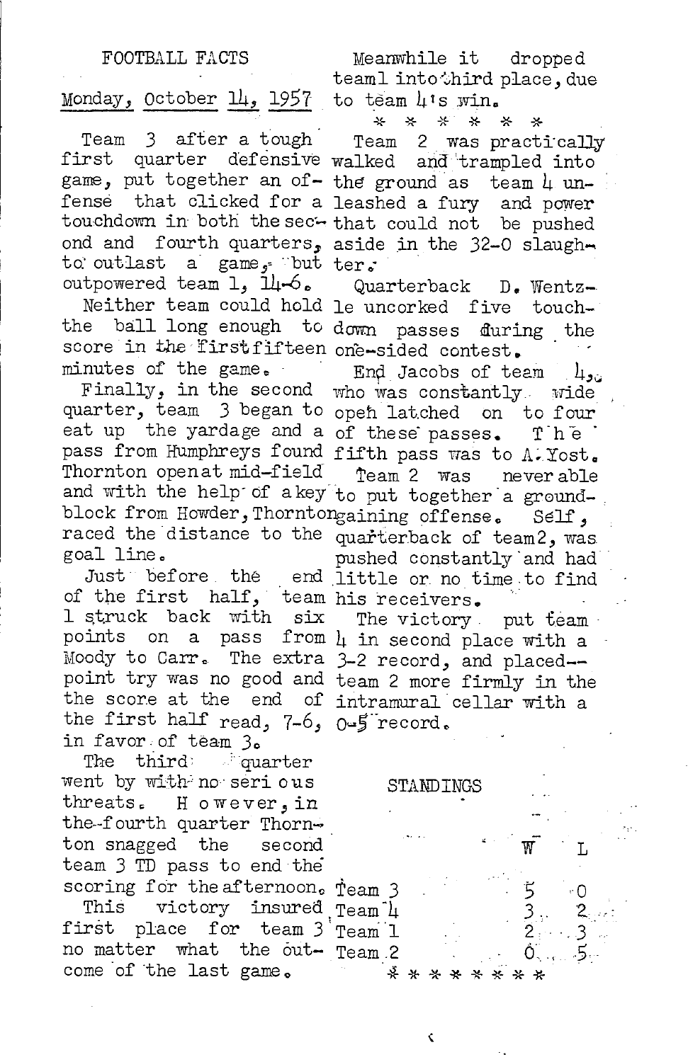## FOOTBALL FACTS

Monday, October 14, 1957

Team 3 after a tough first quarter defensive game, put together an offense that clicked for a touchdown in both the second and fourth quarters, to outlast a game, but outpowered team 1, 14-6.

Neither team could hold the ball long enough to score in the first fifteen minutes of the game.

Finally, in the second quarter, team 3 began to eat up the yardage and a pass from Humphreys found Thornton open at mid-field and with the help of a key block from Howder, Thornton raced the distance to the goal line.

Just before the end of the first half, team 1 struck back with six points on a pass from Moody to Carr. The extra point try was no good and the score at the end of the first half read, 7-6, in favor of team 3.

The third quarter went by with no serious threats. However, in the fourth quarter Thornton snagged the second team 3 TD pass to end the scoring for the afternoon.

This victory insured first place for team 3 no matter what the outcome of the last game. Meanwhile it dropped team 1 into third place, due to team 4's win.

\* \* \* \* \* \*

Team 2 was practically walked and trampled into the ground as team 4 unleashed a fury and power that could not be pushed aside in the 32-0 slaughter.

Quarterback D. Wentzle uncorked five touchdown passes during the one-sided contest.

End Jacobs of team 4, who was constantly wide open latched on to four of these passes. The fifth pass was to A. Yost.

Team 2 was never able to put together a ground-gaining offense. Self, quarterback of team 2, was pushed constantly and had little or no time to find his receivers.

The victory put team 4 in second place with a 3-2 record, and placed team 2 more firmly in the intramural cellar with a 0-5 record.

### STANDINGS

| | W | L |
|---|---|---|
| Team 3 | 5 | 0 |
| Team 4 | 3 | 2 |
| Team 1 | 2 | 3 |
| Team 2 | 0 | 5 |

\* \* \* \* \* \* \* \*